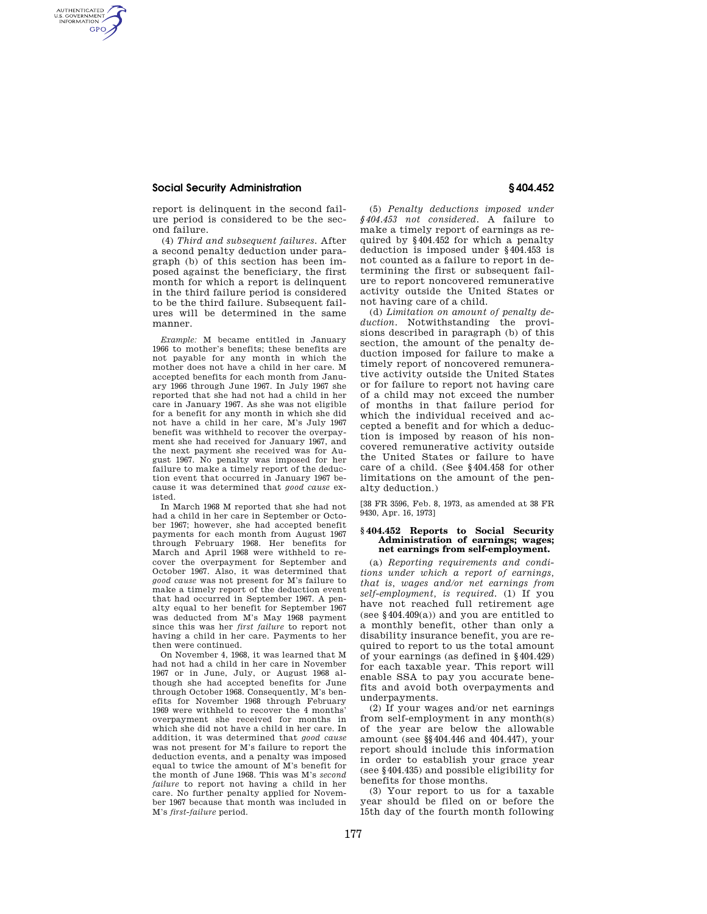report is delinquent in the second failure period is considered to be the second failure.

(4) *Third and subsequent failures.* After a second penalty deduction under paragraph (b) of this section has been imposed against the beneficiary, the first month for which a report is delinquent in the third failure period is considered to be the third failure. Subsequent failures will be determined in the same manner.

*Example:* M became entitled in January 1966 to mother's benefits; these benefits are not payable for any month in which the mother does not have a child in her care. M accepted benefits for each month from January 1966 through June 1967. In July 1967 she reported that she had not had a child in her care in January 1967. As she was not eligible for a benefit for any month in which she did not have a child in her care, M's July 1967 benefit was withheld to recover the overpayment she had received for January 1967, and the next payment she received was for August 1967. No penalty was imposed for her failure to make a timely report of the deduction event that occurred in January 1967 because it was determined that *good cause* existed.

In March 1968 M reported that she had not had a child in her care in September or October 1967; however, she had accepted benefit payments for each month from August 1967 through February 1968. Her benefits for March and April 1968 were withheld to recover the overpayment for September and October 1967. Also, it was determined that *good cause* was not present for M's failure to make a timely report of the deduction event that had occurred in September 1967. A penalty equal to her benefit for September 1967 was deducted from M's May 1968 payment since this was her *first failure* to report not having a child in her care. Payments to her then were continued.

On November 4, 1968, it was learned that M had not had a child in her care in November 1967 or in June, July, or August 1968 although she had accepted benefits for June through October 1968. Consequently, M's benefits for November 1968 through February 1969 were withheld to recover the 4 months' overpayment she received for months in which she did not have a child in her care. In addition, it was determined that *good cause* was not present for M's failure to report the deduction events, and a penalty was imposed equal to twice the amount of M's benefit for the month of June 1968. This was M's *second failure* to report not having a child in her care. No further penalty applied for November 1967 because that month was included in M's *first-failure* period.

(5) *Penalty deductions imposed under §404.453 not considered.* A failure to make a timely report of earnings as required by §404.452 for which a penalty deduction is imposed under §404.453 is not counted as a failure to report in determining the first or subsequent failure to report noncovered remunerative activity outside the United States or not having care of a child.

(d) *Limitation on amount of penalty deduction.* Notwithstanding the provisions described in paragraph (b) of this section, the amount of the penalty deduction imposed for failure to make a timely report of noncovered remunerative activity outside the United States or for failure to report not having care of a child may not exceed the number of months in that failure period for which the individual received and accepted a benefit and for which a deduction is imposed by reason of his noncovered remunerative activity outside the United States or failure to have care of a child. (See §404.458 for other limitations on the amount of the penalty deduction.)

[38 FR 3596, Feb. 8, 1973, as amended at 38 FR 9430, Apr. 16, 1973]

### §404.452 Reports to Social Security Administration of earnings; wages; net earnings from self-employment.

(a) *Reporting requirements and conditions under which a report of earnings, that is, wages and/or net earnings from self-employment, is required.* (1) If you have not reached full retirement age (see §404.409(a)) and you are entitled to a monthly benefit, other than only a disability insurance benefit, you are required to report to us the total amount of your earnings (as defined in §404.429) for each taxable year. This report will enable SSA to pay you accurate benefits and avoid both overpayments and underpayments.

(2) If your wages and/or net earnings from self-employment in any month(s) of the year are below the allowable amount (see §§404.446 and 404.447), your report should include this information in order to establish your grace year (see §404.435) and possible eligibility for benefits for those months.

(3) Your report to us for a taxable year should be filed on or before the 15th day of the fourth month following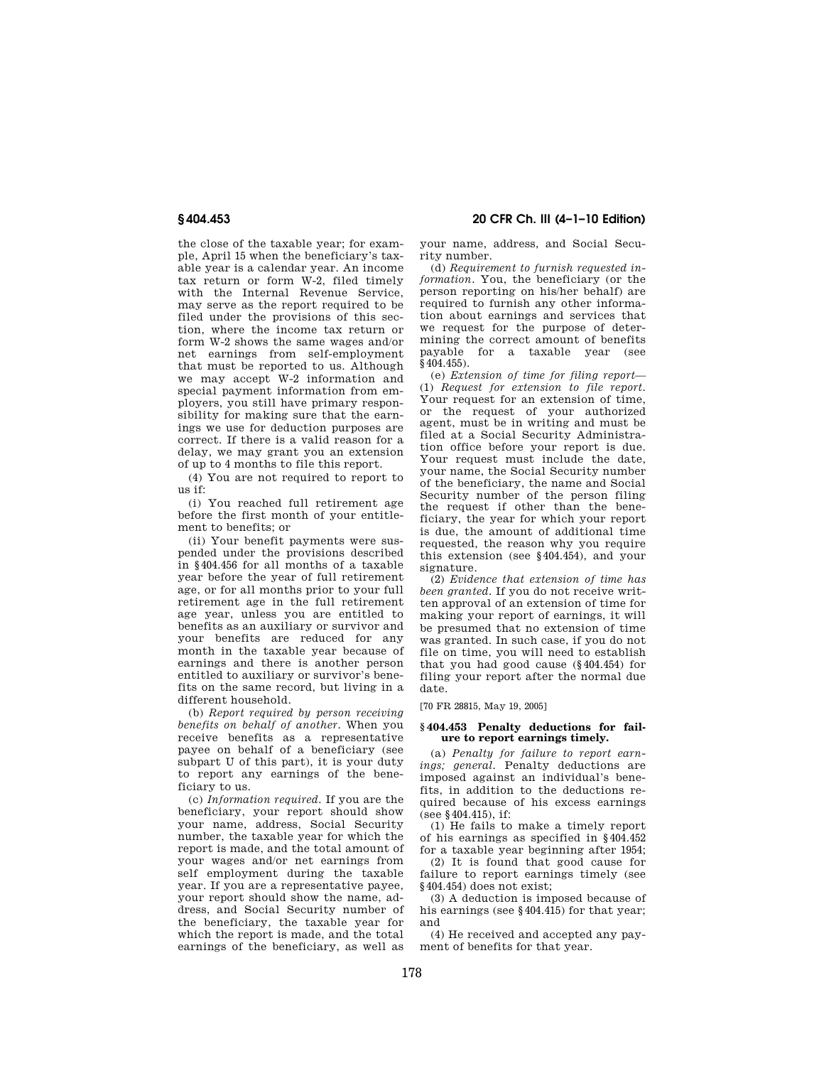the close of the taxable year; for example, April 15 when the beneficiary's taxable year is a calendar year. An income tax return or form W-2, filed timely with the Internal Revenue Service, may serve as the report required to be filed under the provisions of this section, where the income tax return or form W-2 shows the same wages and/or net earnings from self-employment that must be reported to us. Although we may accept W-2 information and special payment information from employers, you still have primary responsibility for making sure that the earnings we use for deduction purposes are correct. If there is a valid reason for a delay, we may grant you an extension of up to 4 months to file this report.

(4) You are not required to report to us if:

(i) You reached full retirement age before the first month of your entitlement to benefits; or

(ii) Your benefit payments were suspended under the provisions described in §404.456 for all months of a taxable year before the year of full retirement age, or for all months prior to your full retirement age in the full retirement age year, unless you are entitled to benefits as an auxiliary or survivor and your benefits are reduced for any month in the taxable year because of earnings and there is another person entitled to auxiliary or survivor's benefits on the same record, but living in a different household.

(b) *Report required by person receiving benefits on behalf of another.* When you receive benefits as a representative payee on behalf of a beneficiary (see subpart U of this part), it is your duty to report any earnings of the beneficiary to us.

(c) *Information required.* If you are the beneficiary, your report should show your name, address, Social Security number, the taxable year for which the report is made, and the total amount of your wages and/or net earnings from self employment during the taxable year. If you are a representative payee, your report should show the name, address, and Social Security number of the beneficiary, the taxable year for which the report is made, and the total earnings of the beneficiary, as well as your name, address, and Social Security number.

(d) *Requirement to furnish requested information.* You, the beneficiary (or the person reporting on his/her behalf) are required to furnish any other information about earnings and services that we request for the purpose of determining the correct amount of benefits payable for a taxable year (see §404.455).

(e) *Extension of time for filing report*—(1) *Request for extension to file report.* Your request for an extension of time, or the request of your authorized agent, must be in writing and must be filed at a Social Security Administration office before your report is due. Your request must include the date, your name, the Social Security number of the beneficiary, the name and Social Security number of the person filing the request if other than the beneficiary, the year for which your report is due, the amount of additional time requested, the reason why you require this extension (see §404.454), and your signature.

(2) *Evidence that extension of time has been granted.* If you do not receive written approval of an extension of time for making your report of earnings, it will be presumed that no extension of time was granted. In such case, if you do not file on time, you will need to establish that you had good cause (§404.454) for filing your report after the normal due date.

[70 FR 28815, May 19, 2005]

## §404.453 Penalty deductions for failure to report earnings timely.

(a) *Penalty for failure to report earnings; general.* Penalty deductions are imposed against an individual's benefits, in addition to the deductions required because of his excess earnings (see §404.415), if:

(1) He fails to make a timely report of his earnings as specified in §404.452 for a taxable year beginning after 1954;

(2) It is found that good cause for failure to report earnings timely (see §404.454) does not exist;

(3) A deduction is imposed because of his earnings (see §404.415) for that year; and

(4) He received and accepted any payment of benefits for that year.